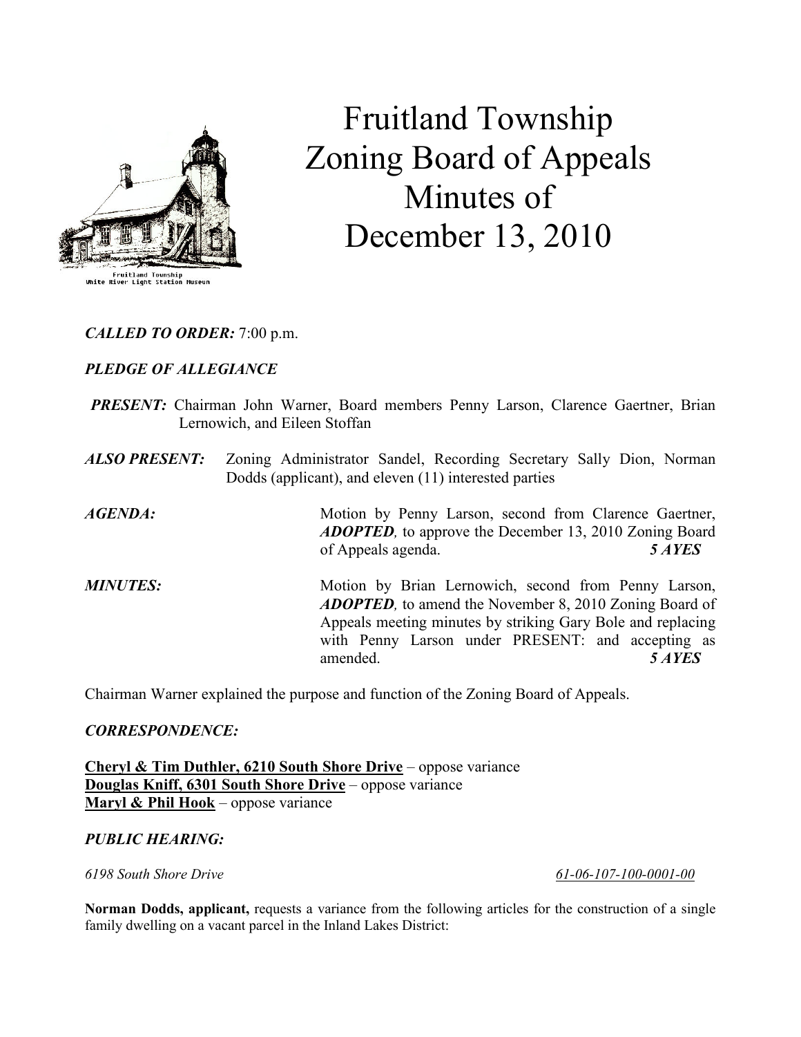# Fruitland Township Zoning Board of Appeals Minutes of December 13, 2010

Fruitland Township
White River Light Station Museum

***CALLED TO ORDER:*** 7:00 p.m.

***PLEDGE OF ALLEGIANCE***

***PRESENT:*** Chairman John Warner, Board members Penny Larson, Clarence Gaertner, Brian Lernowich, and Eileen Stoffan

***ALSO PRESENT:*** Zoning Administrator Sandel, Recording Secretary Sally Dion, Norman Dodds (applicant), and eleven (11) interested parties

***AGENDA:*** Motion by Penny Larson, second from Clarence Gaertner, ***ADOPTED,*** to approve the December 13, 2010 Zoning Board of Appeals agenda. ***5 AYES***

***MINUTES:*** Motion by Brian Lernowich, second from Penny Larson, ***ADOPTED,*** to amend the November 8, 2010 Zoning Board of Appeals meeting minutes by striking Gary Bole and replacing with Penny Larson under PRESENT: and accepting as amended. ***5 AYES***

Chairman Warner explained the purpose and function of the Zoning Board of Appeals.

***CORRESPONDENCE:***

**Cheryl & Tim Duthler, 6210 South Shore Drive** – oppose variance
**Douglas Kniff, 6301 South Shore Drive** – oppose variance
**Maryl & Phil Hook** – oppose variance

***PUBLIC HEARING:***

*6198 South Shore Drive* *61-06-107-100-0001-00*

**Norman Dodds, applicant,** requests a variance from the following articles for the construction of a single family dwelling on a vacant parcel in the Inland Lakes District: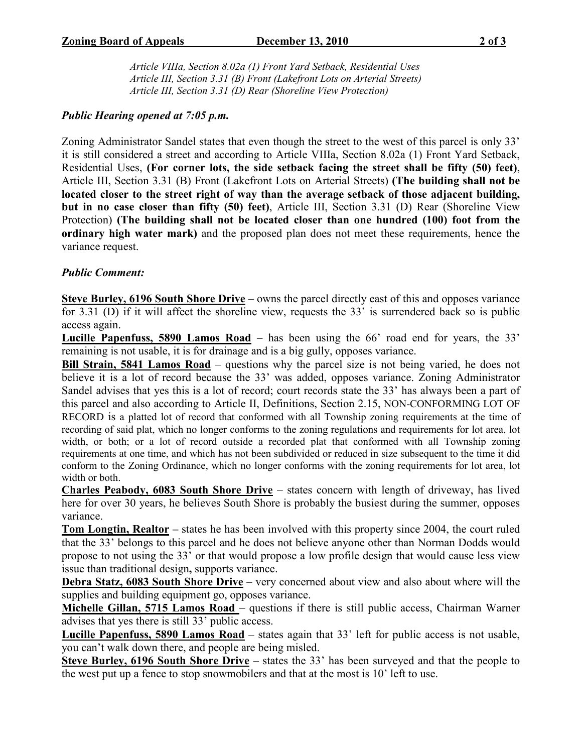*Article VIIIa, Section 8.02a (1) Front Yard Setback, Residential Uses*
*Article III, Section 3.31 (B) Front (Lakefront Lots on Arterial Streets)*
*Article III, Section 3.31 (D) Rear (Shoreline View Protection)*

***Public Hearing opened at 7:05 p.m.***

Zoning Administrator Sandel states that even though the street to the west of this parcel is only 33' it is still considered a street and according to Article VIIIa, Section 8.02a (1) Front Yard Setback, Residential Uses, **(For corner lots, the side setback facing the street shall be fifty (50) feet)**, Article III, Section 3.31 (B) Front (Lakefront Lots on Arterial Streets) **(The building shall not be located closer to the street right of way than the average setback of those adjacent building, but in no case closer than fifty (50) feet)**, Article III, Section 3.31 (D) Rear (Shoreline View Protection) **(The building shall not be located closer than one hundred (100) foot from the ordinary high water mark)** and the proposed plan does not meet these requirements, hence the variance request.

***Public Comment:***

**Steve Burley, 6196 South Shore Drive** – owns the parcel directly east of this and opposes variance for 3.31 (D) if it will affect the shoreline view, requests the 33' is surrendered back so is public access again.

**Lucille Papenfuss, 5890 Lamos Road** – has been using the 66' road end for years, the 33' remaining is not usable, it is for drainage and is a big gully, opposes variance.

**Bill Strain, 5841 Lamos Road** – questions why the parcel size is not being varied, he does not believe it is a lot of record because the 33' was added, opposes variance. Zoning Administrator Sandel advises that yes this is a lot of record; court records state the 33' has always been a part of this parcel and also according to Article II, Definitions, Section 2.15, NON-CONFORMING LOT OF RECORD is a platted lot of record that conformed with all Township zoning requirements at the time of recording of said plat, which no longer conforms to the zoning regulations and requirements for lot area, lot width, or both; or a lot of record outside a recorded plat that conformed with all Township zoning requirements at one time, and which has not been subdivided or reduced in size subsequent to the time it did conform to the Zoning Ordinance, which no longer conforms with the zoning requirements for lot area, lot width or both.

**Charles Peabody, 6083 South Shore Drive** – states concern with length of driveway, has lived here for over 30 years, he believes South Shore is probably the busiest during the summer, opposes variance.

**Tom Longtin, Realtor** – states he has been involved with this property since 2004, the court ruled that the 33' belongs to this parcel and he does not believe anyone other than Norman Dodds would propose to not using the 33' or that would propose a low profile design that would cause less view issue than traditional design**,** supports variance.

**Debra Statz, 6083 South Shore Drive** – very concerned about view and also about where will the supplies and building equipment go, opposes variance.

**Michelle Gillan, 5715 Lamos Road** – questions if there is still public access, Chairman Warner advises that yes there is still 33' public access.

**Lucille Papenfuss, 5890 Lamos Road** – states again that 33' left for public access is not usable, you can't walk down there, and people are being misled.

**Steve Burley, 6196 South Shore Drive** – states the 33' has been surveyed and that the people to the west put up a fence to stop snowmobilers and that at the most is 10' left to use.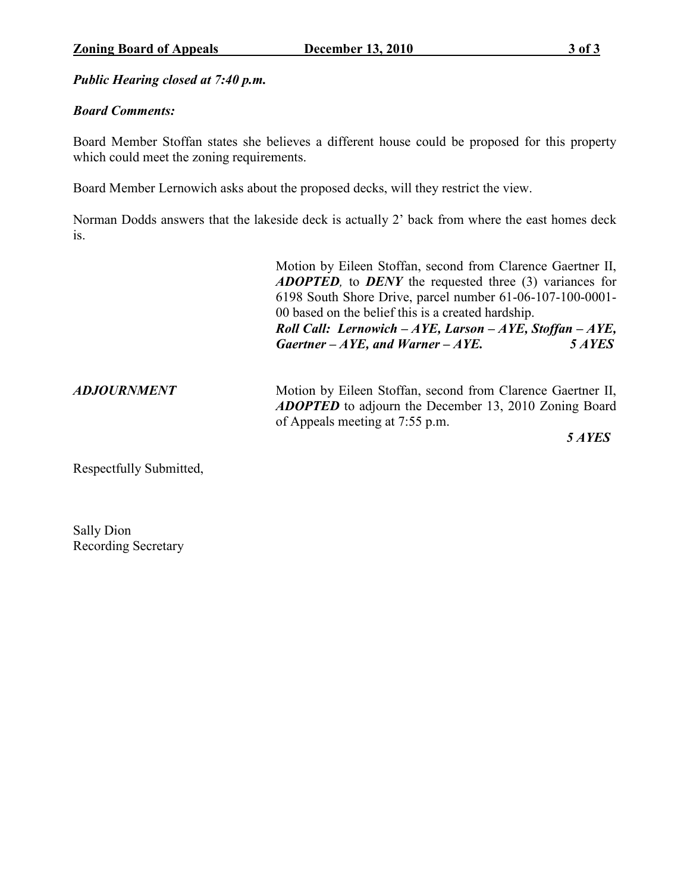***Public Hearing closed at 7:40 p.m.***

***Board Comments:***

Board Member Stoffan states she believes a different house could be proposed for this property which could meet the zoning requirements.

Board Member Lernowich asks about the proposed decks, will they restrict the view.

Norman Dodds answers that the lakeside deck is actually 2' back from where the east homes deck is.

Motion by Eileen Stoffan, second from Clarence Gaertner II, ***ADOPTED***, to ***DENY*** the requested three (3) variances for 6198 South Shore Drive, parcel number 61-06-107-100-0001-00 based on the belief this is a created hardship.
***Roll Call: Lernowich – AYE, Larson – AYE, Stoffan – AYE, Gaertner – AYE, and Warner – AYE. 5 AYES***

***ADJOURNMENT***

Motion by Eileen Stoffan, second from Clarence Gaertner II, ***ADOPTED*** to adjourn the December 13, 2010 Zoning Board of Appeals meeting at 7:55 p.m.

***5 AYES***

Respectfully Submitted,

Sally Dion
Recording Secretary